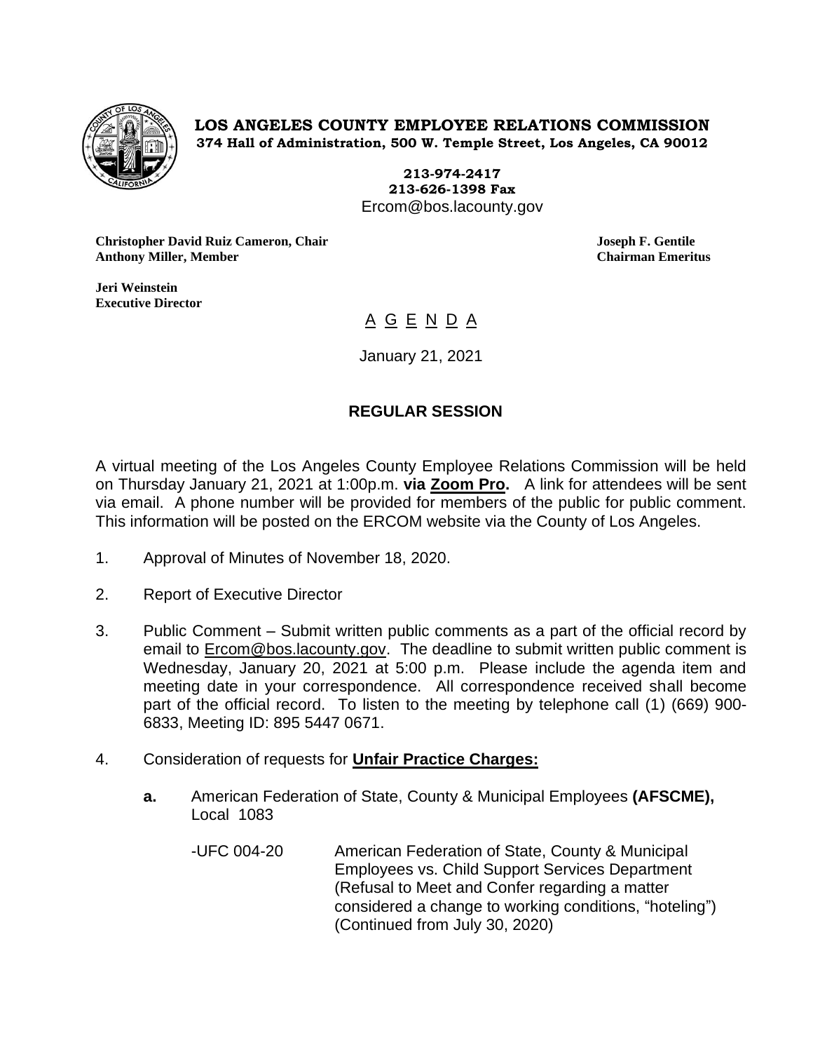# LOS ANGELES COUNTY EMPLOYEE RELATIONS COMMISSION

**374 Hall of Administration, 500 W. Temple Street, Los Angeles, CA 90012**

**213-974-2417**
**213-626-1398 Fax**
Ercom@bos.lacounty.gov

**Christopher David Ruiz Cameron, Chair**
**Anthony Miller, Member**

**Joseph F. Gentile**
**Chairman Emeritus**

**Jeri Weinstein**
**Executive Director**

## A G E N D A

January 21, 2021

### REGULAR SESSION

A virtual meeting of the Los Angeles County Employee Relations Commission will be held on Thursday January 21, 2021 at 1:00p.m. **via Zoom Pro.** A link for attendees will be sent via email. A phone number will be provided for members of the public for public comment. This information will be posted on the ERCOM website via the County of Los Angeles.

1. Approval of Minutes of November 18, 2020.

2. Report of Executive Director

3. Public Comment – Submit written public comments as a part of the official record by email to Ercom@bos.lacounty.gov. The deadline to submit written public comment is Wednesday, January 20, 2021 at 5:00 p.m. Please include the agenda item and meeting date in your correspondence. All correspondence received shall become part of the official record. To listen to the meeting by telephone call (1) (669) 900-6833, Meeting ID: 895 5447 0671.

4. Consideration of requests for **Unfair Practice Charges:**

   **a.** American Federation of State, County & Municipal Employees **(AFSCME),** Local 1083

   -UFC 004-20 American Federation of State, County & Municipal Employees vs. Child Support Services Department (Refusal to Meet and Confer regarding a matter considered a change to working conditions, "hoteling") (Continued from July 30, 2020)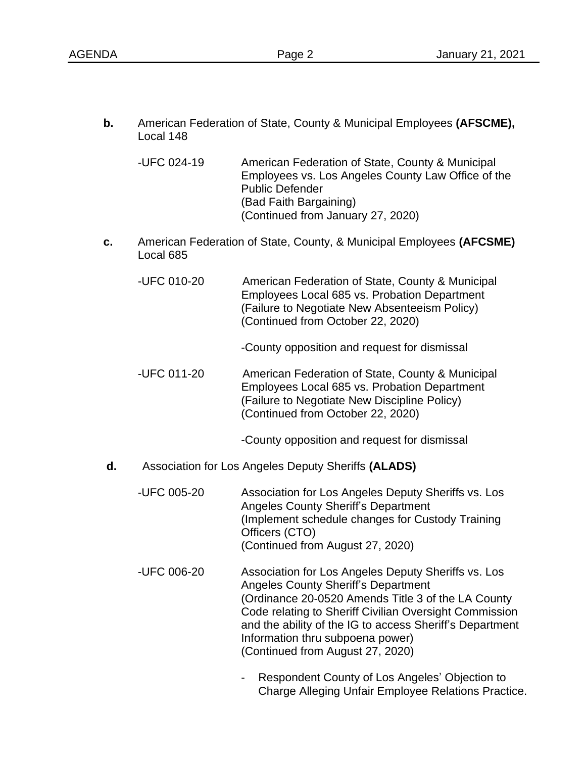**b.** American Federation of State, County & Municipal Employees **(AFSCME),** Local 148

-UFC 024-19 American Federation of State, County & Municipal Employees vs. Los Angeles County Law Office of the Public Defender
(Bad Faith Bargaining)
(Continued from January 27, 2020)

**c.** American Federation of State, County, & Municipal Employees **(AFCSME)** Local 685

-UFC 010-20 American Federation of State, County & Municipal Employees Local 685 vs. Probation Department
(Failure to Negotiate New Absenteeism Policy)
(Continued from October 22, 2020)

-County opposition and request for dismissal

-UFC 011-20 American Federation of State, County & Municipal Employees Local 685 vs. Probation Department
(Failure to Negotiate New Discipline Policy)
(Continued from October 22, 2020)

-County opposition and request for dismissal

**d.** Association for Los Angeles Deputy Sheriffs **(ALADS)**

-UFC 005-20 Association for Los Angeles Deputy Sheriffs vs. Los Angeles County Sheriff's Department
(Implement schedule changes for Custody Training Officers (CTO)
(Continued from August 27, 2020)

-UFC 006-20 Association for Los Angeles Deputy Sheriffs vs. Los Angeles County Sheriff's Department
(Ordinance 20-0520 Amends Title 3 of the LA County Code relating to Sheriff Civilian Oversight Commission and the ability of the IG to access Sheriff's Department Information thru subpoena power)
(Continued from August 27, 2020)

- Respondent County of Los Angeles' Objection to Charge Alleging Unfair Employee Relations Practice.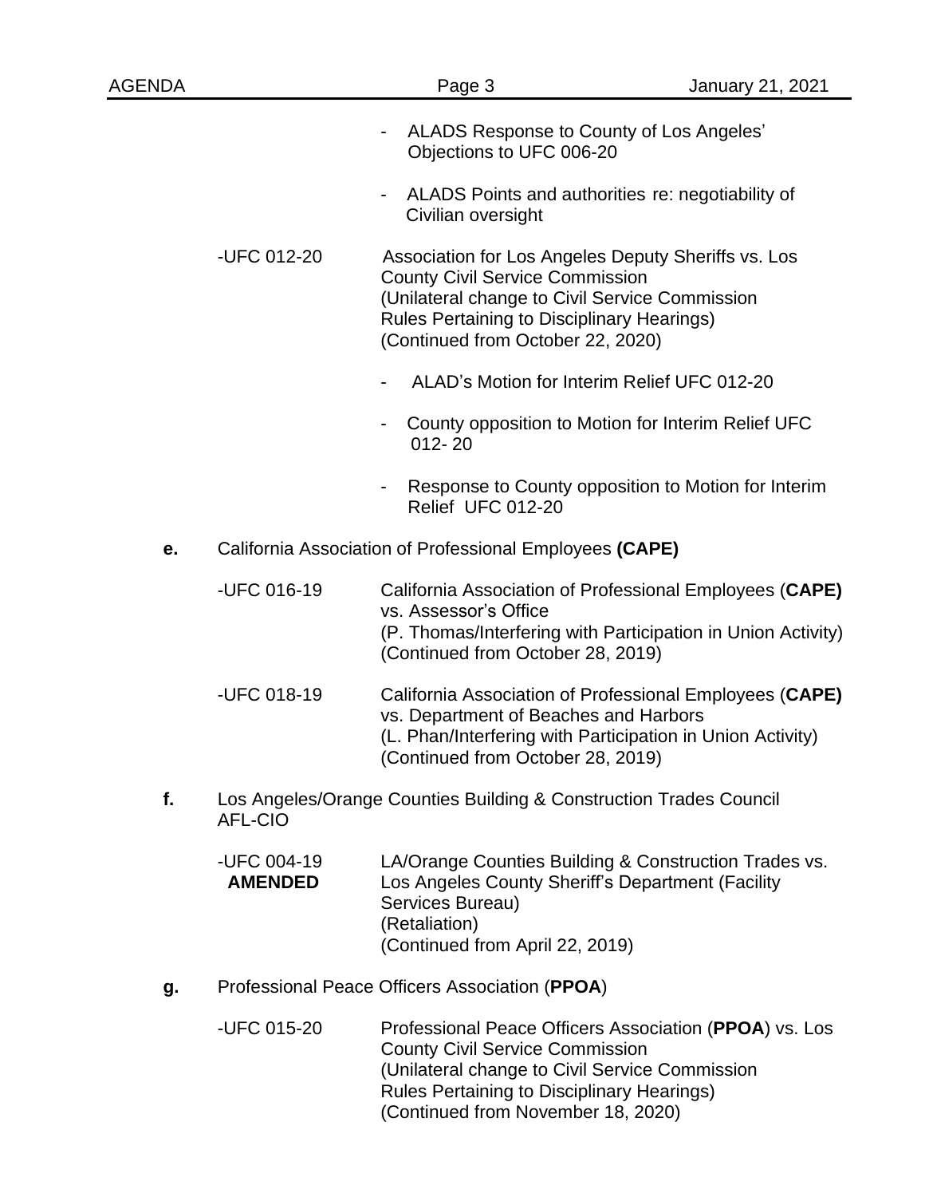- ALADS Response to County of Los Angeles' Objections to UFC 006-20

- ALADS Points and authorities re: negotiability of Civilian oversight

-UFC 012-20 Association for Los Angeles Deputy Sheriffs vs. Los County Civil Service Commission
(Unilateral change to Civil Service Commission Rules Pertaining to Disciplinary Hearings)
(Continued from October 22, 2020)

- ALAD's Motion for Interim Relief UFC 012-20

- County opposition to Motion for Interim Relief UFC 012- 20

- Response to County opposition to Motion for Interim Relief UFC 012-20

**e.** California Association of Professional Employees **(CAPE)**

-UFC 016-19 California Association of Professional Employees (**CAPE)** vs. Assessor's Office
(P. Thomas/Interfering with Participation in Union Activity)
(Continued from October 28, 2019)

-UFC 018-19 California Association of Professional Employees (**CAPE)** vs. Department of Beaches and Harbors
(L. Phan/Interfering with Participation in Union Activity)
(Continued from October 28, 2019)

**f.** Los Angeles/Orange Counties Building & Construction Trades Council AFL-CIO

-UFC 004-19 **AMENDED** LA/Orange Counties Building & Construction Trades vs. Los Angeles County Sheriff's Department (Facility Services Bureau)
(Retaliation)
(Continued from April 22, 2019)

**g.** Professional Peace Officers Association (**PPOA**)

-UFC 015-20 Professional Peace Officers Association (**PPOA**) vs. Los County Civil Service Commission
(Unilateral change to Civil Service Commission Rules Pertaining to Disciplinary Hearings)
(Continued from November 18, 2020)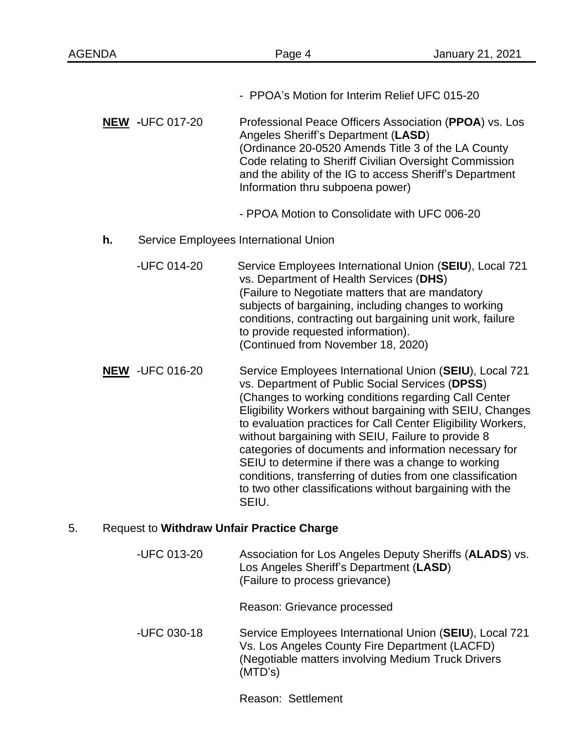- PPOA's Motion for Interim Relief UFC 015-20

**NEW** **-**UFC 017-20 Professional Peace Officers Association (**PPOA**) vs. Los Angeles Sheriff's Department (**LASD**) (Ordinance 20-0520 Amends Title 3 of the LA County Code relating to Sheriff Civilian Oversight Commission and the ability of the IG to access Sheriff's Department Information thru subpoena power)

- PPOA Motion to Consolidate with UFC 006-20

**h.** Service Employees International Union

-UFC 014-20 Service Employees International Union (**SEIU**), Local 721 vs. Department of Health Services (**DHS**) (Failure to Negotiate matters that are mandatory subjects of bargaining, including changes to working conditions, contracting out bargaining unit work, failure to provide requested information). (Continued from November 18, 2020)

**NEW** -UFC 016-20 Service Employees International Union (**SEIU**), Local 721 vs. Department of Public Social Services (**DPSS**) (Changes to working conditions regarding Call Center Eligibility Workers without bargaining with SEIU, Changes to evaluation practices for Call Center Eligibility Workers, without bargaining with SEIU, Failure to provide 8 categories of documents and information necessary for SEIU to determine if there was a change to working conditions, transferring of duties from one classification to two other classifications without bargaining with the SEIU.

5. Request to **Withdraw Unfair Practice Charge**

-UFC 013-20 Association for Los Angeles Deputy Sheriffs (**ALADS**) vs. Los Angeles Sheriff's Department (**LASD**) (Failure to process grievance)

Reason: Grievance processed

-UFC 030-18 Service Employees International Union (**SEIU**), Local 721 Vs. Los Angeles County Fire Department (LACFD) (Negotiable matters involving Medium Truck Drivers (MTD's)

Reason: Settlement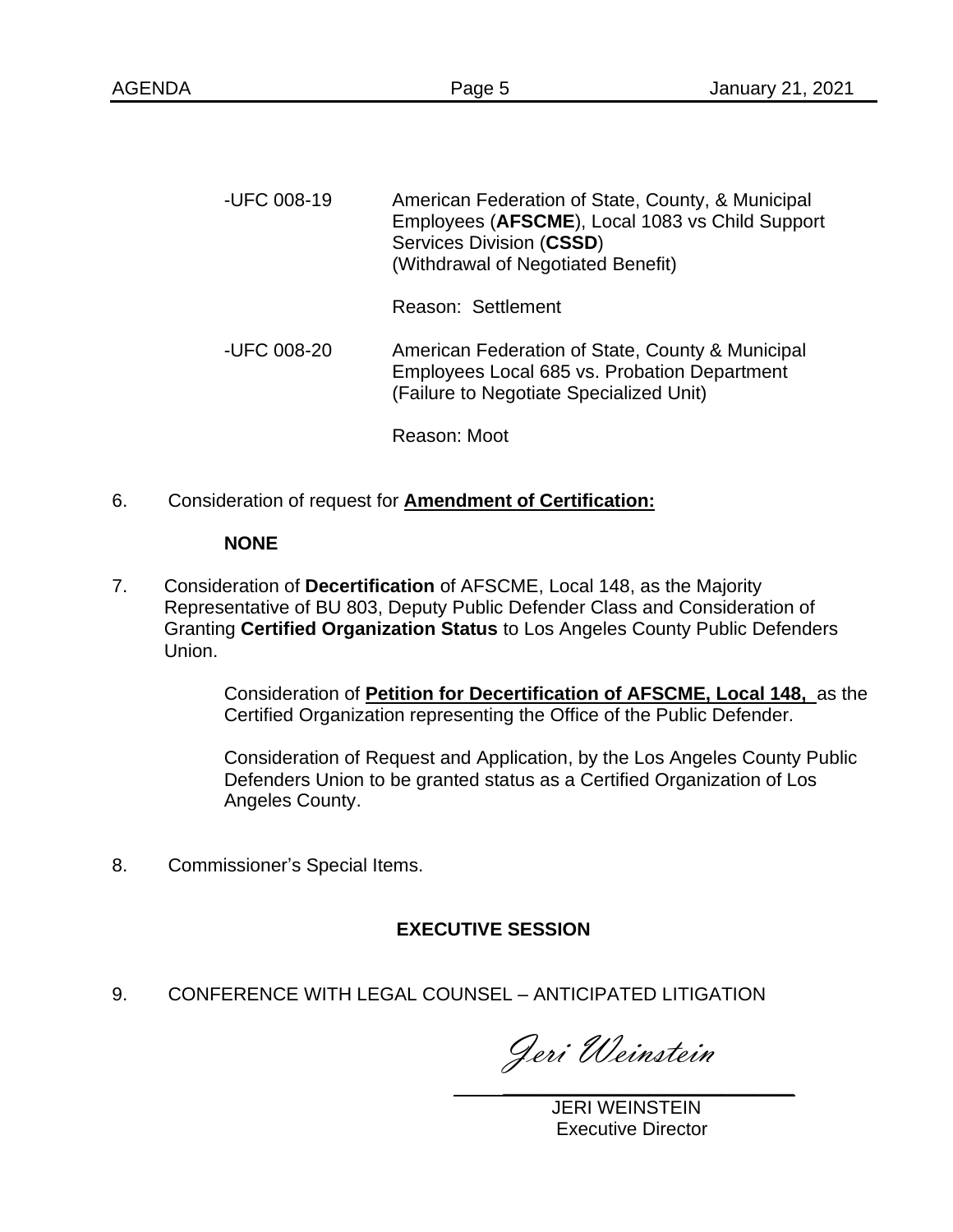-UFC 008-19 American Federation of State, County, & Municipal Employees (**AFSCME**), Local 1083 vs Child Support Services Division (**CSSD**)
(Withdrawal of Negotiated Benefit)

Reason: Settlement

-UFC 008-20 American Federation of State, County & Municipal Employees Local 685 vs. Probation Department
(Failure to Negotiate Specialized Unit)

Reason: Moot

6. Consideration of request for **Amendment of Certification:**

   **NONE**

7. Consideration of **Decertification** of AFSCME, Local 148, as the Majority Representative of BU 803, Deputy Public Defender Class and Consideration of Granting **Certified Organization Status** to Los Angeles County Public Defenders Union.

   Consideration of **Petition for Decertification of AFSCME, Local 148,** as the Certified Organization representing the Office of the Public Defender.

   Consideration of Request and Application, by the Los Angeles County Public Defenders Union to be granted status as a Certified Organization of Los Angeles County.

8. Commissioner's Special Items.

## EXECUTIVE SESSION

9. CONFERENCE WITH LEGAL COUNSEL – ANTICIPATED LITIGATION

*Jeri Weinstein*

JERI WEINSTEIN
Executive Director